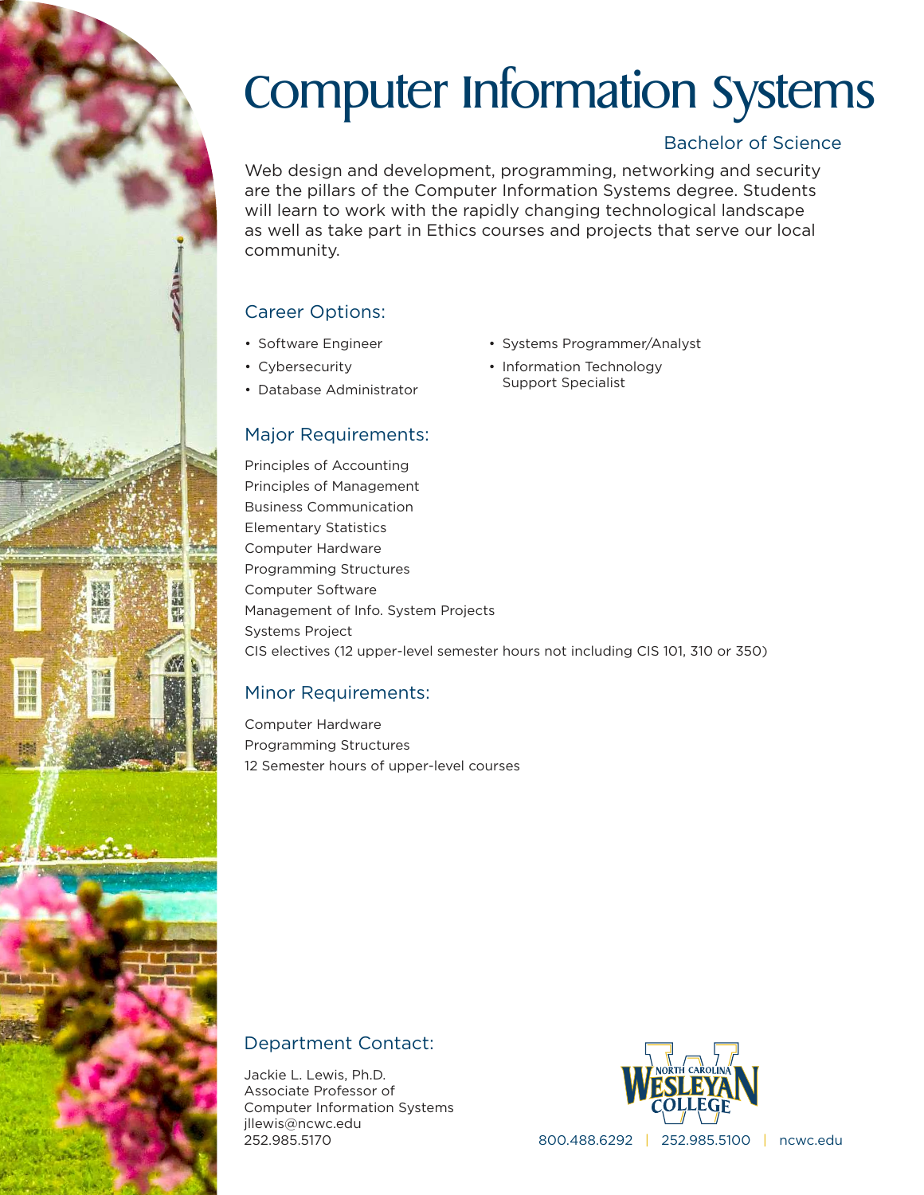# Computer Information Systems

Bachelor of Science

Web design and development, programming, networking and security are the pillars of the Computer Information Systems degree. Students will learn to work with the rapidly changing technological landscape as well as take part in Ethics courses and projects that serve our local community.

## Career Options:

- Software Engineer
- Cybersecurity
- Database Administrator
- Systems Programmer/Analyst
- Information Technology Support Specialist

## Major Requirements:

Principles of Accounting
Principles of Management
Business Communication
Elementary Statistics
Computer Hardware
Programming Structures
Computer Software
Management of Info. System Projects
Systems Project
CIS electives (12 upper-level semester hours not including CIS 101, 310 or 350)

## Minor Requirements:

Computer Hardware
Programming Structures
12 Semester hours of upper-level courses

## Department Contact:

Jackie L. Lewis, Ph.D.
Associate Professor of Computer Information Systems
jllewis@ncwc.edu
252.985.5170

North Carolina Wesleyan College

800.488.6292 | 252.985.5100 | ncwc.edu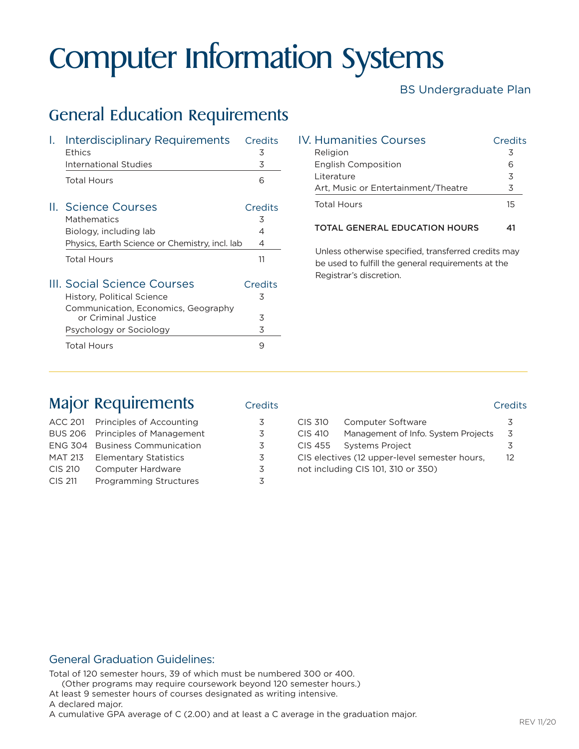# Computer Information Systems

BS Undergraduate Plan

## General Education Requirements

### I. Interdisciplinary Requirements

| | Credits |
|---|---|
| Ethics | 3 |
| International Studies | 3 |
| Total Hours | 6 |

### II. Science Courses

| | Credits |
|---|---|
| Mathematics | 3 |
| Biology, including lab | 4 |
| Physics, Earth Science or Chemistry, incl. lab | 4 |
| Total Hours | 11 |

### III. Social Science Courses

| | Credits |
|---|---|
| History, Political Science | 3 |
| Communication, Economics, Geography or Criminal Justice | 3 |
| Psychology or Sociology | 3 |
| Total Hours | 9 |

### IV. Humanities Courses

| | Credits |
|---|---|
| Religion | 3 |
| English Composition | 6 |
| Literature | 3 |
| Art, Music or Entertainment/Theatre | 3 |
| Total Hours | 15 |

**TOTAL GENERAL EDUCATION HOURS 41**

Unless otherwise specified, transferred credits may be used to fulfill the general requirements at the Registrar's discretion.

## Major Requirements

| | | Credits |
|---|---|---|
| ACC 201 | Principles of Accounting | 3 |
| BUS 206 | Principles of Management | 3 |
| ENG 304 | Business Communication | 3 |
| MAT 213 | Elementary Statistics | 3 |
| CIS 210 | Computer Hardware | 3 |
| CIS 211 | Programming Structures | 3 |
| CIS 310 | Computer Software | 3 |
| CIS 410 | Management of Info. System Projects | 3 |
| CIS 455 | Systems Project | 3 |
| CIS electives (12 upper-level semester hours, not including CIS 101, 310 or 350) | | 12 |

### General Graduation Guidelines:

Total of 120 semester hours, 39 of which must be numbered 300 or 400.
(Other programs may require coursework beyond 120 semester hours.)
At least 9 semester hours of courses designated as writing intensive.
A declared major.
A cumulative GPA average of C (2.00) and at least a C average in the graduation major.

REV 11/20